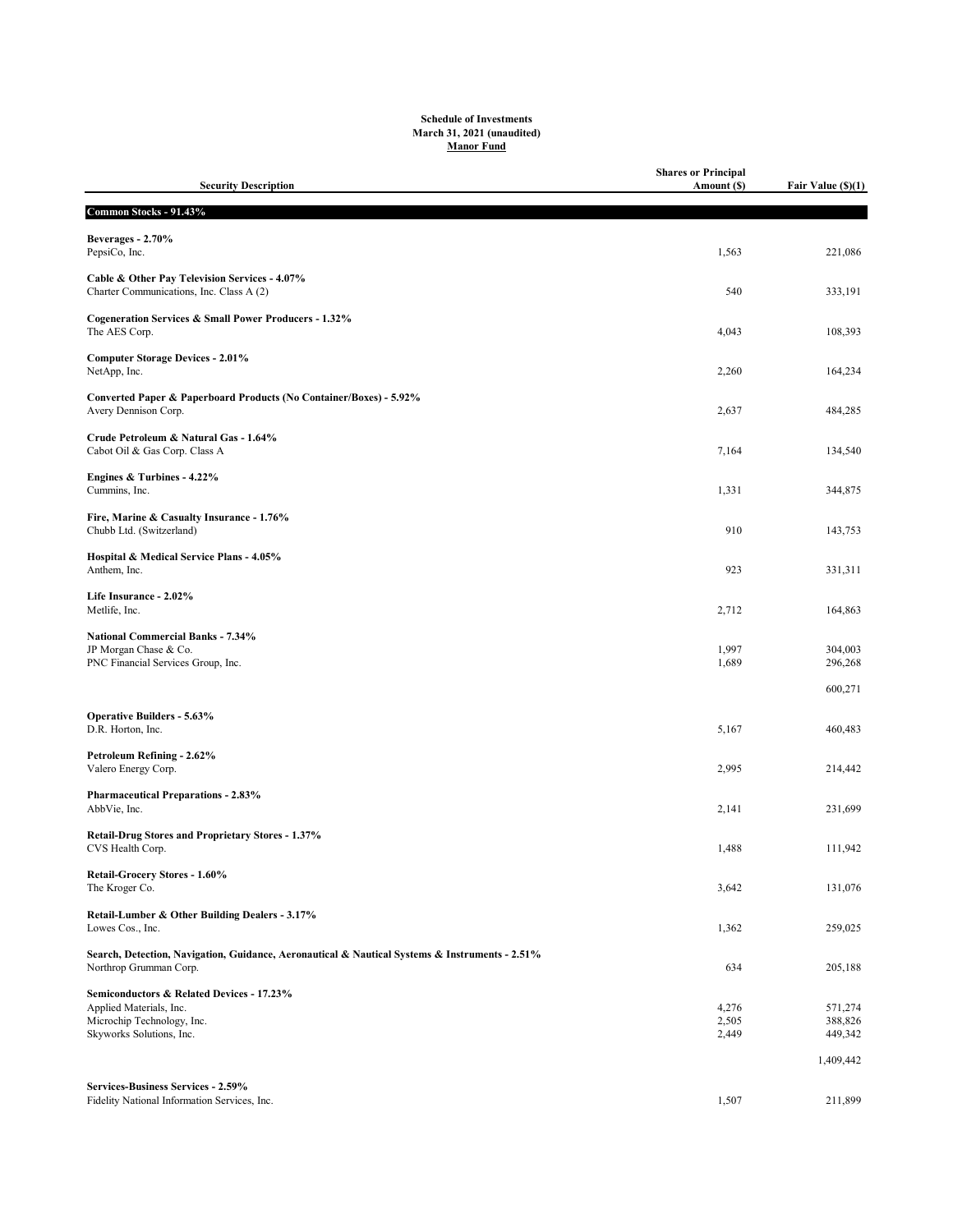**Schedule of Investments**
**March 31, 2021 (unaudited)**
**Manor Fund**

| Security Description | Shares or Principal Amount ($) | Fair Value ($)(1) |
|---|---|---|
| **Common Stocks - 91.43%** | | |
| **Beverages - 2.70%** | | |
| PepsiCo, Inc. | 1,563 | 221,086 |
| **Cable & Other Pay Television Services - 4.07%** | | |
| Charter Communications, Inc. Class A (2) | 540 | 333,191 |
| **Cogeneration Services & Small Power Producers - 1.32%** | | |
| The AES Corp. | 4,043 | 108,393 |
| **Computer Storage Devices - 2.01%** | | |
| NetApp, Inc. | 2,260 | 164,234 |
| **Converted Paper & Paperboard Products (No Container/Boxes) - 5.92%** | | |
| Avery Dennison Corp. | 2,637 | 484,285 |
| **Crude Petroleum & Natural Gas - 1.64%** | | |
| Cabot Oil & Gas Corp. Class A | 7,164 | 134,540 |
| **Engines & Turbines - 4.22%** | | |
| Cummins, Inc. | 1,331 | 344,875 |
| **Fire, Marine & Casualty Insurance - 1.76%** | | |
| Chubb Ltd. (Switzerland) | 910 | 143,753 |
| **Hospital & Medical Service Plans - 4.05%** | | |
| Anthem, Inc. | 923 | 331,311 |
| **Life Insurance - 2.02%** | | |
| Metlife, Inc. | 2,712 | 164,863 |
| **National Commercial Banks - 7.34%** | | |
| JP Morgan Chase & Co. | 1,997 | 304,003 |
| PNC Financial Services Group, Inc. | 1,689 | 296,268 |
| | | 600,271 |
| **Operative Builders - 5.63%** | | |
| D.R. Horton, Inc. | 5,167 | 460,483 |
| **Petroleum Refining - 2.62%** | | |
| Valero Energy Corp. | 2,995 | 214,442 |
| **Pharmaceutical Preparations - 2.83%** | | |
| AbbVie, Inc. | 2,141 | 231,699 |
| **Retail-Drug Stores and Proprietary Stores - 1.37%** | | |
| CVS Health Corp. | 1,488 | 111,942 |
| **Retail-Grocery Stores - 1.60%** | | |
| The Kroger Co. | 3,642 | 131,076 |
| **Retail-Lumber & Other Building Dealers - 3.17%** | | |
| Lowes Cos., Inc. | 1,362 | 259,025 |
| **Search, Detection, Navigation, Guidance, Aeronautical & Nautical Systems & Instruments - 2.51%** | | |
| Northrop Grumman Corp. | 634 | 205,188 |
| **Semiconductors & Related Devices - 17.23%** | | |
| Applied Materials, Inc. | 4,276 | 571,274 |
| Microchip Technology, Inc. | 2,505 | 388,826 |
| Skyworks Solutions, Inc. | 2,449 | 449,342 |
| | | 1,409,442 |
| **Services-Business Services - 2.59%** | | |
| Fidelity National Information Services, Inc. | 1,507 | 211,899 |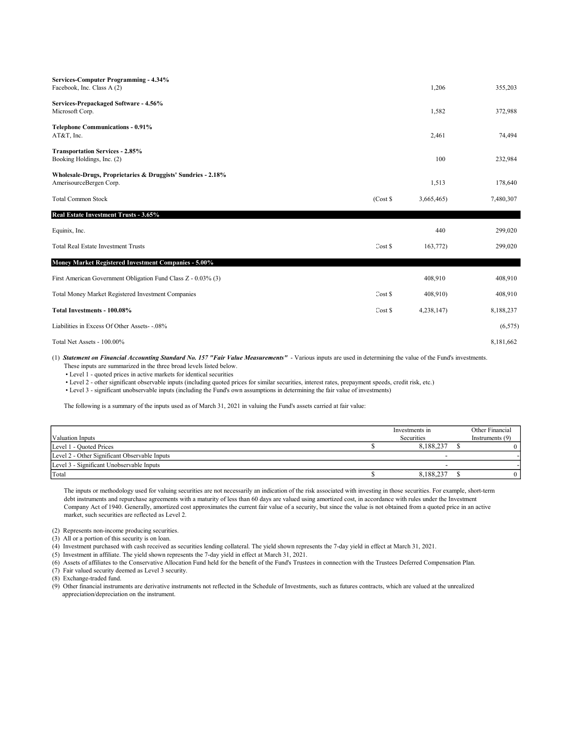| | | | |
|---|---|---|---|
| **Services-Computer Programming - 4.34%** | | | |
| Facebook, Inc. Class A (2) | | 1,206 | 355,203 |
| **Services-Prepackaged Software - 4.56%** | | | |
| Microsoft Corp. | | 1,582 | 372,988 |
| **Telephone Communications - 0.91%** | | | |
| AT&T, Inc. | | 2,461 | 74,494 |
| **Transportation Services - 2.85%** | | | |
| Booking Holdings, Inc. (2) | | 100 | 232,984 |
| **Wholesale-Drugs, Proprietaries & Druggists' Sundries - 2.18%** | | | |
| AmerisourceBergen Corp. | | 1,513 | 178,640 |
| Total Common Stock | (Cost $ | 3,665,465) | 7,480,307 |
| **Real Estate Investment Trusts - 3.65%** | | | |
| Equinix, Inc. | | 440 | 299,020 |
| Total Real Estate Investment Trusts | Cost $ | 163,772) | 299,020 |
| **Money Market Registered Investment Companies - 5.00%** | | | |
| First American Government Obligation Fund Class Z - 0.03% (3) | | 408,910 | 408,910 |
| Total Money Market Registered Investment Companies | Cost $ | 408,910) | 408,910 |
| **Total Investments - 100.08%** | Cost $ | 4,238,147) | 8,188,237 |
| Liabilities in Excess Of Other Assets- -.08% | | | (6,575) |
| Total Net Assets - 100.00% | | | 8,181,662 |

(1) ***Statement on Financial Accounting Standard No. 157 "Fair Value Measurements"*** - Various inputs are used in determining the value of the Fund's investments. These inputs are summarized in the three broad levels listed below.

- Level 1 - quoted prices in active markets for identical securities
- Level 2 - other significant observable inputs (including quoted prices for similar securities, interest rates, prepayment speeds, credit risk, etc.)
- Level 3 - significant unobservable inputs (including the Fund's own assumptions in determining the fair value of investments)

The following is a summary of the inputs used as of March 31, 2021 in valuing the Fund's assets carried at fair value:

| Valuation Inputs | Investments in Securities | Other Financial Instruments (9) |
|---|---|---|
| Level 1 - Quoted Prices | $ 8,188,237 | $ 0 |
| Level 2 - Other Significant Observable Inputs | - | - |
| Level 3 - Significant Unobservable Inputs | - | - |
| Total | $ 8,188,237 | $ 0 |

The inputs or methodology used for valuing securities are not necessarily an indication of the risk associated with investing in those securities. For example, short-term debt instruments and repurchase agreements with a maturity of less than 60 days are valued using amortized cost, in accordance with rules under the Investment Company Act of 1940. Generally, amortized cost approximates the current fair value of a security, but since the value is not obtained from a quoted price in an active market, such securities are reflected as Level 2.

(2) Represents non-income producing securities.
(3) All or a portion of this security is on loan.
(4) Investment purchased with cash received as securities lending collateral. The yield shown represents the 7-day yield in effect at March 31, 2021.
(5) Investment in affiliate. The yield shown represents the 7-day yield in effect at March 31, 2021.
(6) Assets of affiliates to the Conservative Allocation Fund held for the benefit of the Fund's Trustees in connection with the Trustees Deferred Compensation Plan.
(7) Fair valued security deemed as Level 3 security.
(8) Exchange-traded fund.
(9) Other financial instruments are derivative instruments not reflected in the Schedule of Investments, such as futures contracts, which are valued at the unrealized appreciation/depreciation on the instrument.